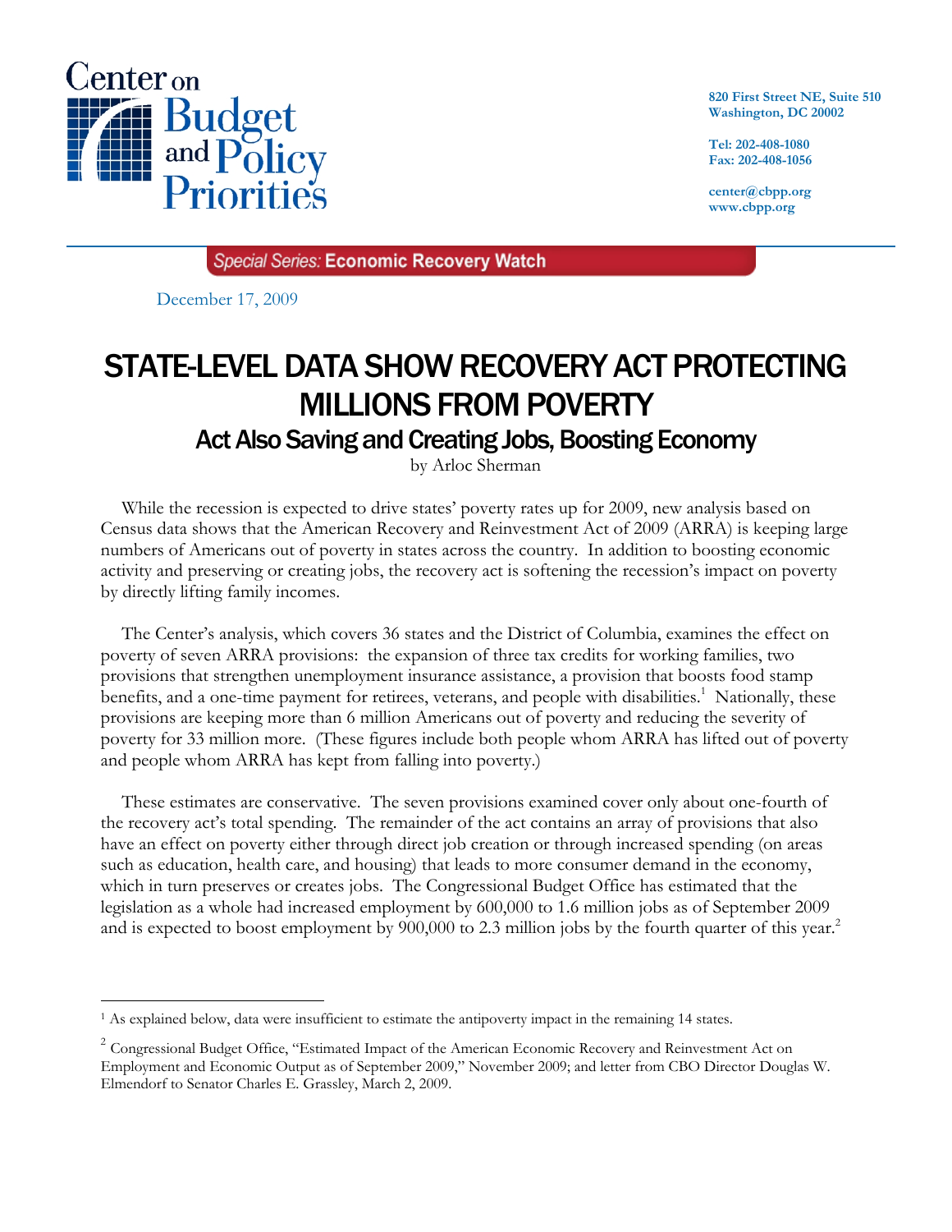Center on Budget and Policy Priorities

820 First Street NE, Suite 510
Washington, DC 20002

Tel: 202-408-1080
Fax: 202-408-1056

center@cbpp.org
www.cbpp.org

*Special Series:* **Economic Recovery Watch**

December 17, 2009

# STATE-LEVEL DATA SHOW RECOVERY ACT PROTECTING MILLIONS FROM POVERTY

## Act Also Saving and Creating Jobs, Boosting Economy

by Arloc Sherman

While the recession is expected to drive states' poverty rates up for 2009, new analysis based on Census data shows that the American Recovery and Reinvestment Act of 2009 (ARRA) is keeping large numbers of Americans out of poverty in states across the country. In addition to boosting economic activity and preserving or creating jobs, the recovery act is softening the recession's impact on poverty by directly lifting family incomes.

The Center's analysis, which covers 36 states and the District of Columbia, examines the effect on poverty of seven ARRA provisions: the expansion of three tax credits for working families, two provisions that strengthen unemployment insurance assistance, a provision that boosts food stamp benefits, and a one-time payment for retirees, veterans, and people with disabilities.[1] Nationally, these provisions are keeping more than 6 million Americans out of poverty and reducing the severity of poverty for 33 million more. (These figures include both people whom ARRA has lifted out of poverty and people whom ARRA has kept from falling into poverty.)

These estimates are conservative. The seven provisions examined cover only about one-fourth of the recovery act's total spending. The remainder of the act contains an array of provisions that also have an effect on poverty either through direct job creation or through increased spending (on areas such as education, health care, and housing) that leads to more consumer demand in the economy, which in turn preserves or creates jobs. The Congressional Budget Office has estimated that the legislation as a whole had increased employment by 600,000 to 1.6 million jobs as of September 2009 and is expected to boost employment by 900,000 to 2.3 million jobs by the fourth quarter of this year.[2]

---

[1] As explained below, data were insufficient to estimate the antipoverty impact in the remaining 14 states.

[2] Congressional Budget Office, "Estimated Impact of the American Economic Recovery and Reinvestment Act on Employment and Economic Output as of September 2009," November 2009; and letter from CBO Director Douglas W. Elmendorf to Senator Charles E. Grassley, March 2, 2009.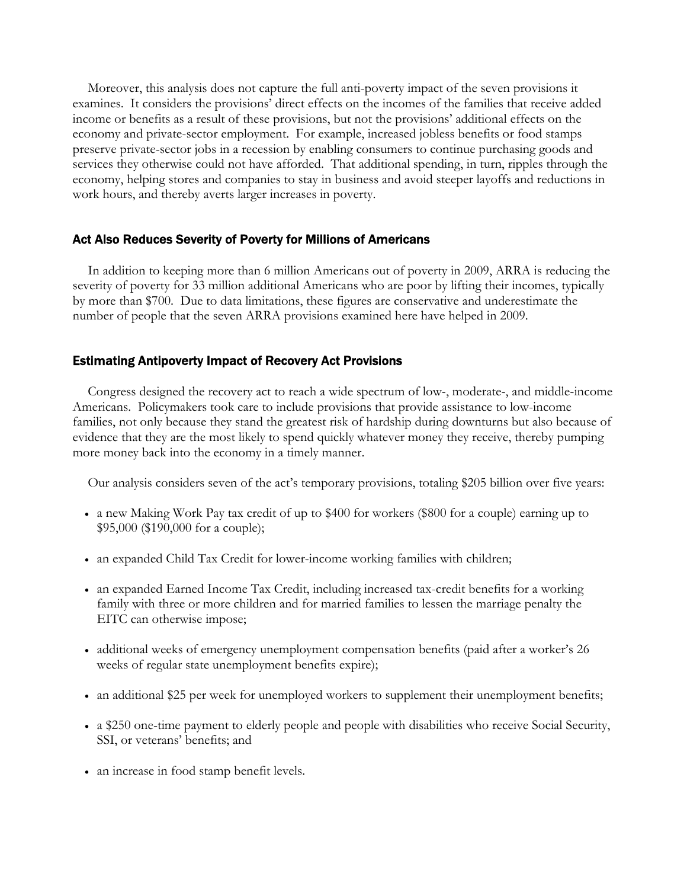Moreover, this analysis does not capture the full anti-poverty impact of the seven provisions it examines. It considers the provisions' direct effects on the incomes of the families that receive added income or benefits as a result of these provisions, but not the provisions' additional effects on the economy and private-sector employment. For example, increased jobless benefits or food stamps preserve private-sector jobs in a recession by enabling consumers to continue purchasing goods and services they otherwise could not have afforded. That additional spending, in turn, ripples through the economy, helping stores and companies to stay in business and avoid steeper layoffs and reductions in work hours, and thereby averts larger increases in poverty.

### Act Also Reduces Severity of Poverty for Millions of Americans

In addition to keeping more than 6 million Americans out of poverty in 2009, ARRA is reducing the severity of poverty for 33 million additional Americans who are poor by lifting their incomes, typically by more than $700. Due to data limitations, these figures are conservative and underestimate the number of people that the seven ARRA provisions examined here have helped in 2009.

### Estimating Antipoverty Impact of Recovery Act Provisions

Congress designed the recovery act to reach a wide spectrum of low-, moderate-, and middle-income Americans. Policymakers took care to include provisions that provide assistance to low-income families, not only because they stand the greatest risk of hardship during downturns but also because of evidence that they are the most likely to spend quickly whatever money they receive, thereby pumping more money back into the economy in a timely manner.

Our analysis considers seven of the act's temporary provisions, totaling $205 billion over five years:

- a new Making Work Pay tax credit of up to $400 for workers ($800 for a couple) earning up to $95,000 ($190,000 for a couple);
- an expanded Child Tax Credit for lower-income working families with children;
- an expanded Earned Income Tax Credit, including increased tax-credit benefits for a working family with three or more children and for married families to lessen the marriage penalty the EITC can otherwise impose;
- additional weeks of emergency unemployment compensation benefits (paid after a worker's 26 weeks of regular state unemployment benefits expire);
- an additional $25 per week for unemployed workers to supplement their unemployment benefits;
- a $250 one-time payment to elderly people and people with disabilities who receive Social Security, SSI, or veterans' benefits; and
- an increase in food stamp benefit levels.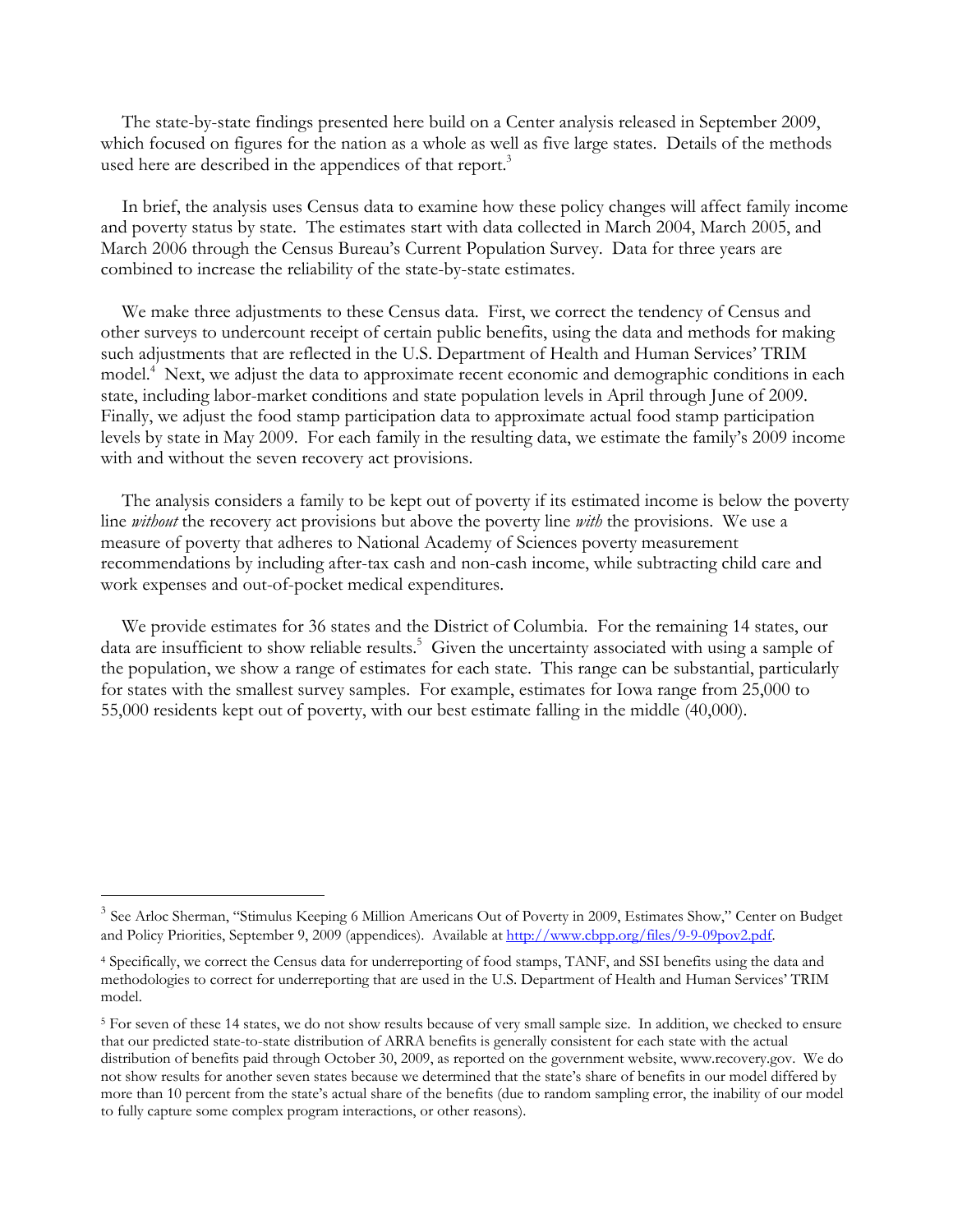The state-by-state findings presented here build on a Center analysis released in September 2009, which focused on figures for the nation as a whole as well as five large states. Details of the methods used here are described in the appendices of that report.[3]

In brief, the analysis uses Census data to examine how these policy changes will affect family income and poverty status by state. The estimates start with data collected in March 2004, March 2005, and March 2006 through the Census Bureau's Current Population Survey. Data for three years are combined to increase the reliability of the state-by-state estimates.

We make three adjustments to these Census data. First, we correct the tendency of Census and other surveys to undercount receipt of certain public benefits, using the data and methods for making such adjustments that are reflected in the U.S. Department of Health and Human Services' TRIM model.[4] Next, we adjust the data to approximate recent economic and demographic conditions in each state, including labor-market conditions and state population levels in April through June of 2009. Finally, we adjust the food stamp participation data to approximate actual food stamp participation levels by state in May 2009. For each family in the resulting data, we estimate the family's 2009 income with and without the seven recovery act provisions.

The analysis considers a family to be kept out of poverty if its estimated income is below the poverty line *without* the recovery act provisions but above the poverty line *with* the provisions. We use a measure of poverty that adheres to National Academy of Sciences poverty measurement recommendations by including after-tax cash and non-cash income, while subtracting child care and work expenses and out-of-pocket medical expenditures.

We provide estimates for 36 states and the District of Columbia. For the remaining 14 states, our data are insufficient to show reliable results.[5] Given the uncertainty associated with using a sample of the population, we show a range of estimates for each state. This range can be substantial, particularly for states with the smallest survey samples. For example, estimates for Iowa range from 25,000 to 55,000 residents kept out of poverty, with our best estimate falling in the middle (40,000).

---

[3] See Arloc Sherman, "Stimulus Keeping 6 Million Americans Out of Poverty in 2009, Estimates Show," Center on Budget and Policy Priorities, September 9, 2009 (appendices). Available at [http://www.cbpp.org/files/9-9-09pov2.pdf](http://www.cbpp.org/files/9-9-09pov2.pdf).

[4] Specifically, we correct the Census data for underreporting of food stamps, TANF, and SSI benefits using the data and methodologies to correct for underreporting that are used in the U.S. Department of Health and Human Services' TRIM model.

[5] For seven of these 14 states, we do not show results because of very small sample size. In addition, we checked to ensure that our predicted state-to-state distribution of ARRA benefits is generally consistent for each state with the actual distribution of benefits paid through October 30, 2009, as reported on the government website, www.recovery.gov. We do not show results for another seven states because we determined that the state's share of benefits in our model differed by more than 10 percent from the state's actual share of the benefits (due to random sampling error, the inability of our model to fully capture some complex program interactions, or other reasons).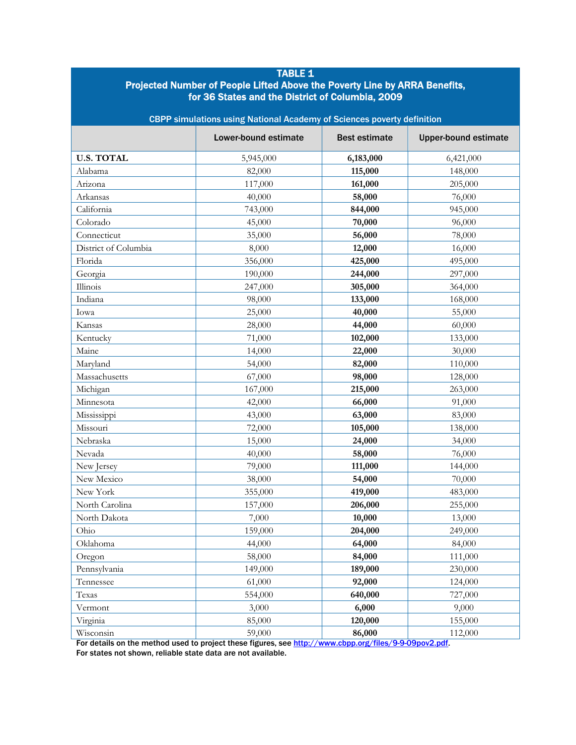**TABLE 1**

**Projected Number of People Lifted Above the Poverty Line by ARRA Benefits, for 36 States and the District of Columbia, 2009**

CBPP simulations using National Academy of Sciences poverty definition

| | Lower-bound estimate | Best estimate | Upper-bound estimate |
|---|---|---|---|
| **U.S. TOTAL** | 5,945,000 | **6,183,000** | 6,421,000 |
| Alabama | 82,000 | **115,000** | 148,000 |
| Arizona | 117,000 | **161,000** | 205,000 |
| Arkansas | 40,000 | **58,000** | 76,000 |
| California | 743,000 | **844,000** | 945,000 |
| Colorado | 45,000 | **70,000** | 96,000 |
| Connecticut | 35,000 | **56,000** | 78,000 |
| District of Columbia | 8,000 | **12,000** | 16,000 |
| Florida | 356,000 | **425,000** | 495,000 |
| Georgia | 190,000 | **244,000** | 297,000 |
| Illinois | 247,000 | **305,000** | 364,000 |
| Indiana | 98,000 | **133,000** | 168,000 |
| Iowa | 25,000 | **40,000** | 55,000 |
| Kansas | 28,000 | **44,000** | 60,000 |
| Kentucky | 71,000 | **102,000** | 133,000 |
| Maine | 14,000 | **22,000** | 30,000 |
| Maryland | 54,000 | **82,000** | 110,000 |
| Massachusetts | 67,000 | **98,000** | 128,000 |
| Michigan | 167,000 | **215,000** | 263,000 |
| Minnesota | 42,000 | **66,000** | 91,000 |
| Mississippi | 43,000 | **63,000** | 83,000 |
| Missouri | 72,000 | **105,000** | 138,000 |
| Nebraska | 15,000 | **24,000** | 34,000 |
| Nevada | 40,000 | **58,000** | 76,000 |
| New Jersey | 79,000 | **111,000** | 144,000 |
| New Mexico | 38,000 | **54,000** | 70,000 |
| New York | 355,000 | **419,000** | 483,000 |
| North Carolina | 157,000 | **206,000** | 255,000 |
| North Dakota | 7,000 | **10,000** | 13,000 |
| Ohio | 159,000 | **204,000** | 249,000 |
| Oklahoma | 44,000 | **64,000** | 84,000 |
| Oregon | 58,000 | **84,000** | 111,000 |
| Pennsylvania | 149,000 | **189,000** | 230,000 |
| Tennessee | 61,000 | **92,000** | 124,000 |
| Texas | 554,000 | **640,000** | 727,000 |
| Vermont | 3,000 | **6,000** | 9,000 |
| Virginia | 85,000 | **120,000** | 155,000 |
| Wisconsin | 59,000 | **86,000** | 112,000 |

For details on the method used to project these figures, see http://www.cbpp.org/files/9-9-09pov2.pdf.

For states not shown, reliable state data are not available.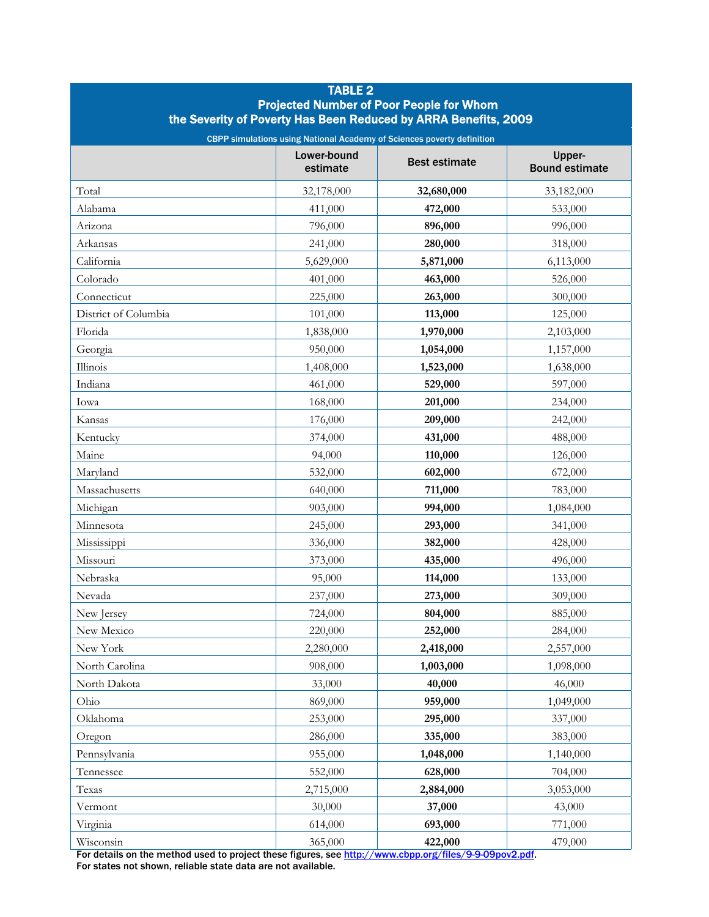**TABLE 2**
**Projected Number of Poor People for Whom the Severity of Poverty Has Been Reduced by ARRA Benefits, 2009**

CBPP simulations using National Academy of Sciences poverty definition

| | Lower-bound estimate | Best estimate | Upper-Bound estimate |
|---|---|---|---|
| Total | 32,178,000 | **32,680,000** | 33,182,000 |
| Alabama | 411,000 | **472,000** | 533,000 |
| Arizona | 796,000 | **896,000** | 996,000 |
| Arkansas | 241,000 | **280,000** | 318,000 |
| California | 5,629,000 | **5,871,000** | 6,113,000 |
| Colorado | 401,000 | **463,000** | 526,000 |
| Connecticut | 225,000 | **263,000** | 300,000 |
| District of Columbia | 101,000 | **113,000** | 125,000 |
| Florida | 1,838,000 | **1,970,000** | 2,103,000 |
| Georgia | 950,000 | **1,054,000** | 1,157,000 |
| Illinois | 1,408,000 | **1,523,000** | 1,638,000 |
| Indiana | 461,000 | **529,000** | 597,000 |
| Iowa | 168,000 | **201,000** | 234,000 |
| Kansas | 176,000 | **209,000** | 242,000 |
| Kentucky | 374,000 | **431,000** | 488,000 |
| Maine | 94,000 | **110,000** | 126,000 |
| Maryland | 532,000 | **602,000** | 672,000 |
| Massachusetts | 640,000 | **711,000** | 783,000 |
| Michigan | 903,000 | **994,000** | 1,084,000 |
| Minnesota | 245,000 | **293,000** | 341,000 |
| Mississippi | 336,000 | **382,000** | 428,000 |
| Missouri | 373,000 | **435,000** | 496,000 |
| Nebraska | 95,000 | **114,000** | 133,000 |
| Nevada | 237,000 | **273,000** | 309,000 |
| New Jersey | 724,000 | **804,000** | 885,000 |
| New Mexico | 220,000 | **252,000** | 284,000 |
| New York | 2,280,000 | **2,418,000** | 2,557,000 |
| North Carolina | 908,000 | **1,003,000** | 1,098,000 |
| North Dakota | 33,000 | **40,000** | 46,000 |
| Ohio | 869,000 | **959,000** | 1,049,000 |
| Oklahoma | 253,000 | **295,000** | 337,000 |
| Oregon | 286,000 | **335,000** | 383,000 |
| Pennsylvania | 955,000 | **1,048,000** | 1,140,000 |
| Tennessee | 552,000 | **628,000** | 704,000 |
| Texas | 2,715,000 | **2,884,000** | 3,053,000 |
| Vermont | 30,000 | **37,000** | 43,000 |
| Virginia | 614,000 | **693,000** | 771,000 |
| Wisconsin | 365,000 | **422,000** | 479,000 |

For details on the method used to project these figures, see http://www.cbpp.org/files/9-9-09pov2.pdf.
For states not shown, reliable state data are not available.